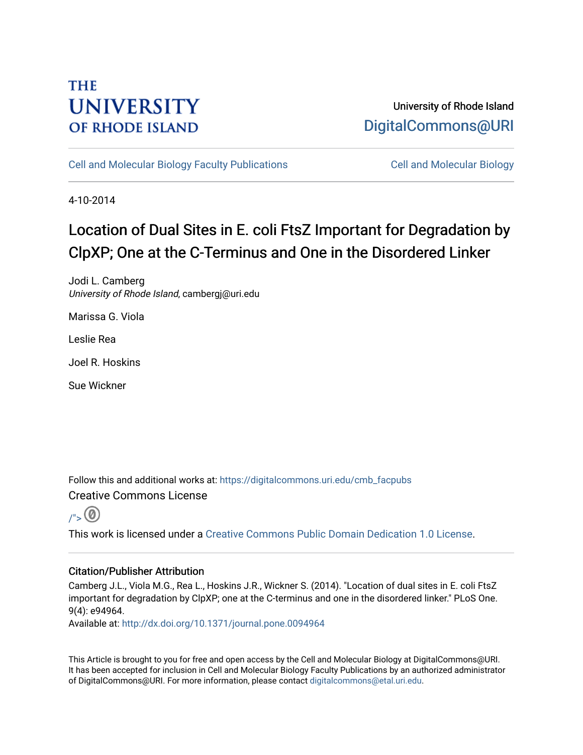THE UNIVERSITY OF RHODE ISLAND

University of Rhode Island
DigitalCommons@URI

Cell and Molecular Biology Faculty Publications | Cell and Molecular Biology

4-10-2014

# Location of Dual Sites in E. coli FtsZ Important for Degradation by ClpXP; One at the C-Terminus and One in the Disordered Linker

Jodi L. Camberg
*University of Rhode Island*, cambergj@uri.edu

Marissa G. Viola

Leslie Rea

Joel R. Hoskins

Sue Wickner

Follow this and additional works at: https://digitalcommons.uri.edu/cmb_facpubs

Creative Commons License

/">

This work is licensed under a Creative Commons Public Domain Dedication 1.0 License.

## Citation/Publisher Attribution

Camberg J.L., Viola M.G., Rea L., Hoskins J.R., Wickner S. (2014). "Location of dual sites in E. coli FtsZ important for degradation by ClpXP; one at the C-terminus and one in the disordered linker." PLoS One. 9(4): e94964.
Available at: http://dx.doi.org/10.1371/journal.pone.0094964

This Article is brought to you for free and open access by the Cell and Molecular Biology at DigitalCommons@URI. It has been accepted for inclusion in Cell and Molecular Biology Faculty Publications by an authorized administrator of DigitalCommons@URI. For more information, please contact digitalcommons@etal.uri.edu.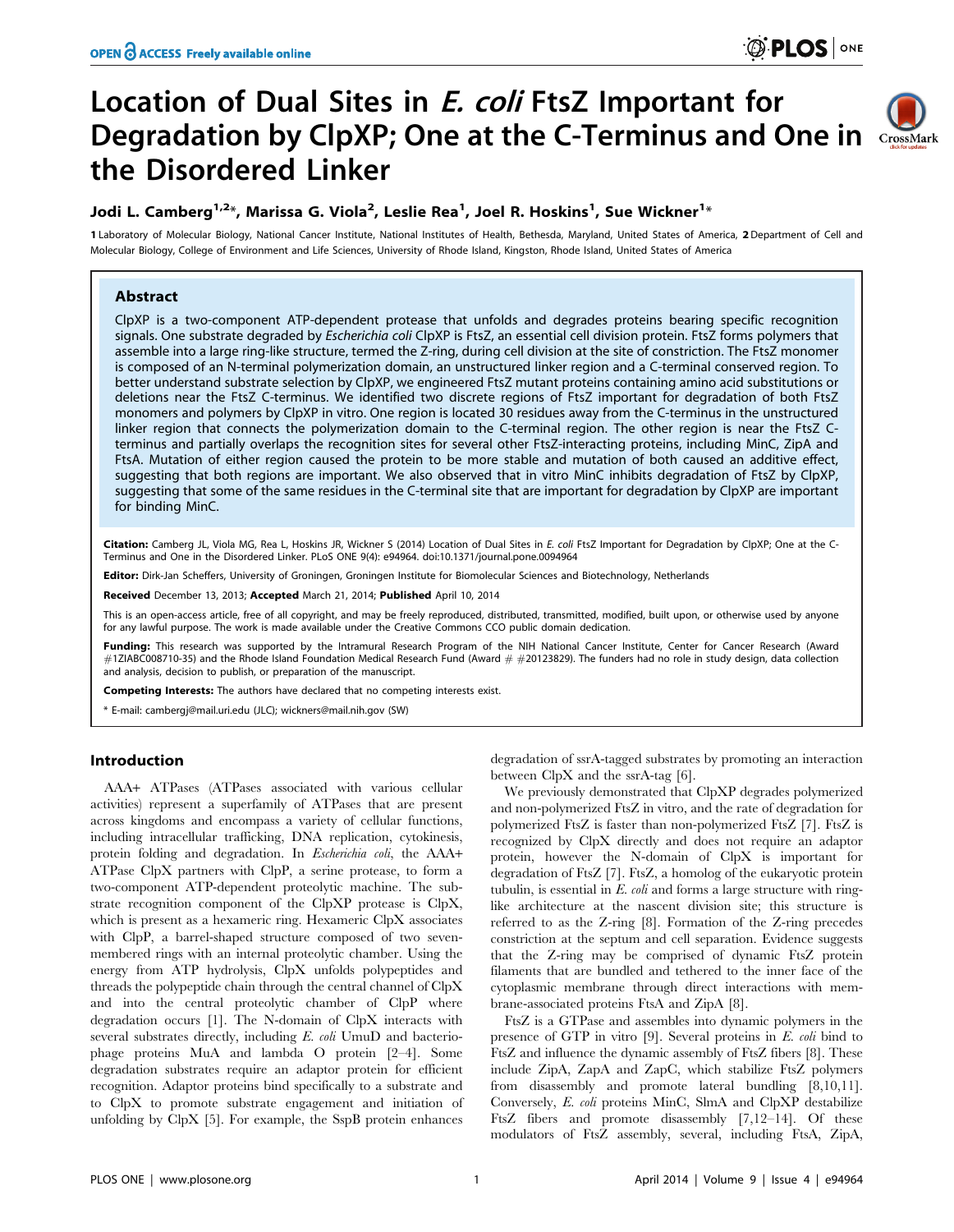# Location of Dual Sites in *E. coli* FtsZ Important for Degradation by ClpXP; One at the C-Terminus and One in the Disordered Linker

**Jodi L. Camberg[1,2]*, Marissa G. Viola[2], Leslie Rea[1], Joel R. Hoskins[1], Sue Wickner[1]***

**1** Laboratory of Molecular Biology, National Cancer Institute, National Institutes of Health, Bethesda, Maryland, United States of America, **2** Department of Cell and Molecular Biology, College of Environment and Life Sciences, University of Rhode Island, Kingston, Rhode Island, United States of America

## Abstract

ClpXP is a two-component ATP-dependent protease that unfolds and degrades proteins bearing specific recognition signals. One substrate degraded by *Escherichia coli* ClpXP is FtsZ, an essential cell division protein. FtsZ forms polymers that assemble into a large ring-like structure, termed the Z-ring, during cell division at the site of constriction. The FtsZ monomer is composed of an N-terminal polymerization domain, an unstructured linker region and a C-terminal conserved region. To better understand substrate selection by ClpXP, we engineered FtsZ mutant proteins containing amino acid substitutions or deletions near the FtsZ C-terminus. We identified two discrete regions of FtsZ important for degradation of both FtsZ monomers and polymers by ClpXP in vitro. One region is located 30 residues away from the C-terminus in the unstructured linker region that connects the polymerization domain to the C-terminal region. The other region is near the FtsZ C-terminus and partially overlaps the recognition sites for several other FtsZ-interacting proteins, including MinC, ZipA and FtsA. Mutation of either region caused the protein to be more stable and mutation of both caused an additive effect, suggesting that both regions are important. We also observed that in vitro MinC inhibits degradation of FtsZ by ClpXP, suggesting that some of the same residues in the C-terminal site that are important for degradation by ClpXP are important for binding MinC.

**Citation:** Camberg JL, Viola MG, Rea L, Hoskins JR, Wickner S (2014) Location of Dual Sites in E. coli FtsZ Important for Degradation by ClpXP; One at the C-Terminus and One in the Disordered Linker. PLoS ONE 9(4): e94964. doi:10.1371/journal.pone.0094964

**Editor:** Dirk-Jan Scheffers, University of Groningen, Groningen Institute for Biomolecular Sciences and Biotechnology, Netherlands

**Received** December 13, 2013; **Accepted** March 21, 2014; **Published** April 10, 2014

This is an open-access article, free of all copyright, and may be freely reproduced, distributed, transmitted, modified, built upon, or otherwise used by anyone for any lawful purpose. The work is made available under the Creative Commons CC0 public domain dedication.

**Funding:** This research was supported by the Intramural Research Program of the NIH National Cancer Institute, Center for Cancer Research (Award #1ZIABC008710-35) and the Rhode Island Foundation Medical Research Fund (Award # #20123829). The funders had no role in study design, data collection and analysis, decision to publish, or preparation of the manuscript.

**Competing Interests:** The authors have declared that no competing interests exist.

* E-mail: cambergj@mail.uri.edu (JLC); wickners@mail.nih.gov (SW)

## Introduction

AAA+ ATPases (ATPases associated with various cellular activities) represent a superfamily of ATPases that are present across kingdoms and encompass a variety of cellular functions, including intracellular trafficking, DNA replication, cytokinesis, protein folding and degradation. In *Escherichia coli*, the AAA+ ATPase ClpX partners with ClpP, a serine protease, to form a two-component ATP-dependent proteolytic machine. The substrate recognition component of the ClpXP protease is ClpX, which is present as a hexameric ring. Hexameric ClpX associates with ClpP, a barrel-shaped structure composed of two seven-membered rings with an internal proteolytic chamber. Using the energy from ATP hydrolysis, ClpX unfolds polypeptides and threads the polypeptide chain through the central channel of ClpX and into the central proteolytic chamber of ClpP where degradation occurs [1]. The N-domain of ClpX interacts with several substrates directly, including *E. coli* UmuD and bacteriophage proteins MuA and lambda O protein [2–4]. Some degradation substrates require an adaptor protein for efficient recognition. Adaptor proteins bind specifically to a substrate and to ClpX to promote substrate engagement and initiation of unfolding by ClpX [5]. For example, the SspB protein enhances degradation of ssrA-tagged substrates by promoting an interaction between ClpX and the ssrA-tag [6].

We previously demonstrated that ClpXP degrades polymerized and non-polymerized FtsZ in vitro, and the rate of degradation for polymerized FtsZ is faster than non-polymerized FtsZ [7]. FtsZ is recognized by ClpX directly and does not require an adaptor protein, however the N-domain of ClpX is important for degradation of FtsZ [7]. FtsZ, a homolog of the eukaryotic protein tubulin, is essential in *E. coli* and forms a large structure with ring-like architecture at the nascent division site; this structure is referred to as the Z-ring [8]. Formation of the Z-ring precedes constriction at the septum and cell separation. Evidence suggests that the Z-ring may be comprised of dynamic FtsZ protein filaments that are bundled and tethered to the inner face of the cytoplasmic membrane through direct interactions with membrane-associated proteins FtsA and ZipA [8].

FtsZ is a GTPase and assembles into dynamic polymers in the presence of GTP in vitro [9]. Several proteins in *E. coli* bind to FtsZ and influence the dynamic assembly of FtsZ fibers [8]. These include ZipA, ZapA and ZapC, which stabilize FtsZ polymers from disassembly and promote lateral bundling [8,10,11]. Conversely, *E. coli* proteins MinC, SlmA and ClpXP destabilize FtsZ fibers and promote disassembly [7,12–14]. Of these modulators of FtsZ assembly, several, including FtsA, ZipA,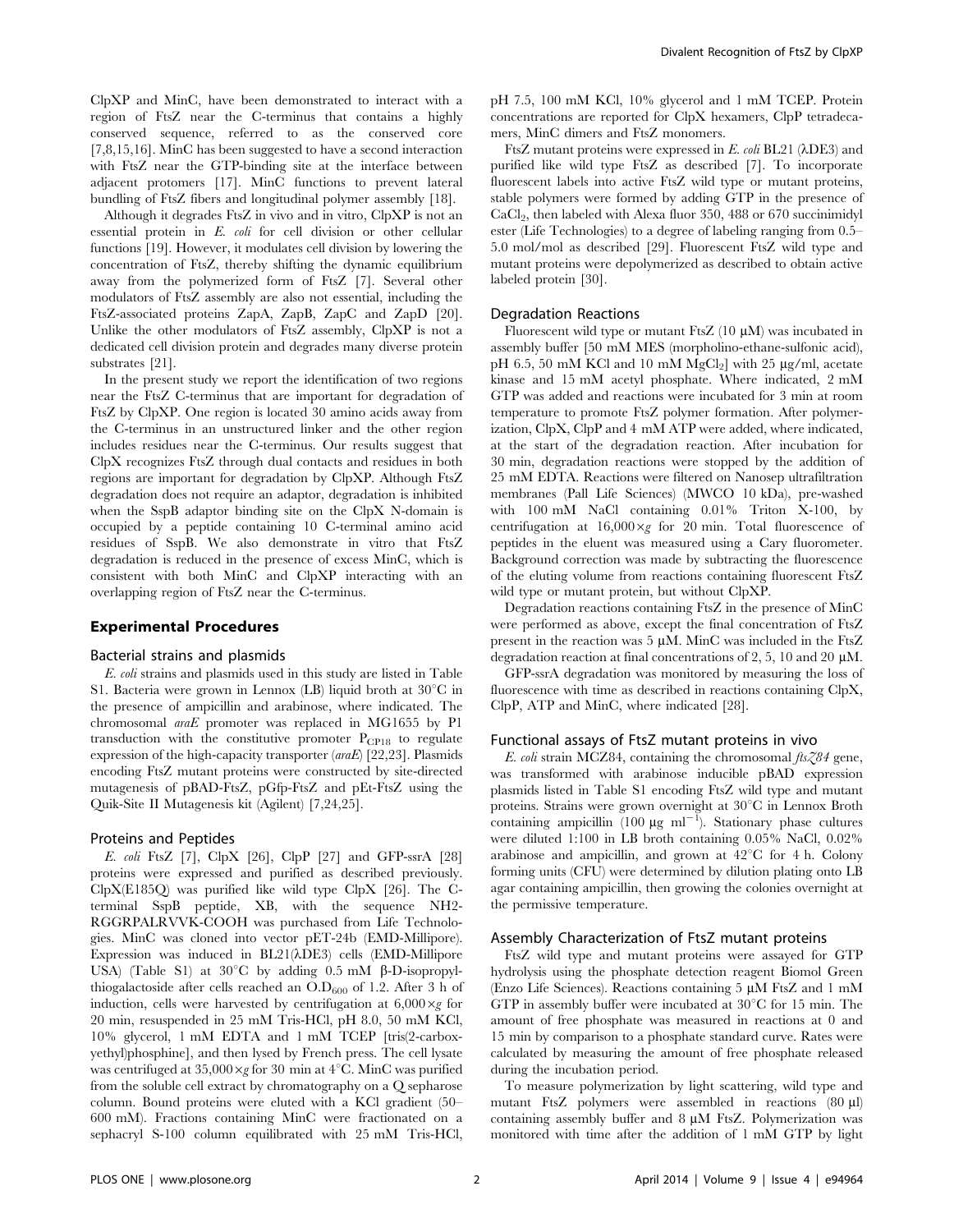ClpXP and MinC, have been demonstrated to interact with a region of FtsZ near the C-terminus that contains a highly conserved sequence, referred to as the conserved core [7,8,15,16]. MinC has been suggested to have a second interaction with FtsZ near the GTP-binding site at the interface between adjacent protomers [17]. MinC functions to prevent lateral bundling of FtsZ fibers and longitudinal polymer assembly [18].

Although it degrades FtsZ in vivo and in vitro, ClpXP is not an essential protein in *E. coli* for cell division or other cellular functions [19]. However, it modulates cell division by lowering the concentration of FtsZ, thereby shifting the dynamic equilibrium away from the polymerized form of FtsZ [7]. Several other modulators of FtsZ assembly are also not essential, including the FtsZ-associated proteins ZapA, ZapB, ZapC and ZapD [20]. Unlike the other modulators of FtsZ assembly, ClpXP is not a dedicated cell division protein and degrades many diverse protein substrates [21].

In the present study we report the identification of two regions near the FtsZ C-terminus that are important for degradation of FtsZ by ClpXP. One region is located 30 amino acids away from the C-terminus in an unstructured linker and the other region includes residues near the C-terminus. Our results suggest that ClpX recognizes FtsZ through dual contacts and residues in both regions are important for degradation by ClpXP. Although FtsZ degradation does not require an adaptor, degradation is inhibited when the SspB adaptor binding site on the ClpX N-domain is occupied by a peptide containing 10 C-terminal amino acid residues of SspB. We also demonstrate in vitro that FtsZ degradation is reduced in the presence of excess MinC, which is consistent with both MinC and ClpXP interacting with an overlapping region of FtsZ near the C-terminus.

## Experimental Procedures

### Bacterial strains and plasmids

*E. coli* strains and plasmids used in this study are listed in Table S1. Bacteria were grown in Lennox (LB) liquid broth at 30°C in the presence of ampicillin and arabinose, where indicated. The chromosomal *araE* promoter was replaced in MG1655 by P1 transduction with the constitutive promoter $P_{CP18}$ to regulate expression of the high-capacity transporter (*araE*) [22,23]. Plasmids encoding FtsZ mutant proteins were constructed by site-directed mutagenesis of pBAD-FtsZ, pGfp-FtsZ and pEt-FtsZ using the Quik-Site II Mutagenesis kit (Agilent) [7,24,25].

### Proteins and Peptides

*E. coli* FtsZ [7], ClpX [26], ClpP [27] and GFP-ssrA [28] proteins were expressed and purified as described previously. ClpX(E185Q) was purified like wild type ClpX [26]. The C-terminal SspB peptide, XB, with the sequence NH2-RGGRPALRVVK-COOH was purchased from Life Technologies. MinC was cloned into vector pET-24b (EMD-Millipore). Expression was induced in BL21(λDE3) cells (EMD-Millipore USA) (Table S1) at 30°C by adding 0.5 mM β-D-isopropyl-thiogalactoside after cells reached an $O.D_{600}$ of 1.2. After 3 h of induction, cells were harvested by centrifugation at 6,000×*g* for 20 min, resuspended in 25 mM Tris-HCl, pH 8.0, 50 mM KCl, 10% glycerol, 1 mM EDTA and 1 mM TCEP [tris(2-carboxyethyl)phosphine], and then lysed by French press. The cell lysate was centrifuged at 35,000×*g* for 30 min at 4°C. MinC was purified from the soluble cell extract by chromatography on a Q sepharose column. Bound proteins were eluted with a KCl gradient (50–600 mM). Fractions containing MinC were fractionated on a sephacryl S-100 column equilibrated with 25 mM Tris-HCl, pH 7.5, 100 mM KCl, 10% glycerol and 1 mM TCEP. Protein concentrations are reported for ClpX hexamers, ClpP tetradecamers, MinC dimers and FtsZ monomers.

FtsZ mutant proteins were expressed in *E. coli* BL21 (λDE3) and purified like wild type FtsZ as described [7]. To incorporate fluorescent labels into active FtsZ wild type or mutant proteins, stable polymers were formed by adding GTP in the presence of $CaCl_2$, then labeled with Alexa fluor 350, 488 or 670 succinimidyl ester (Life Technologies) to a degree of labeling ranging from 0.5–5.0 mol/mol as described [29]. Fluorescent FtsZ wild type and mutant proteins were depolymerized as described to obtain active labeled protein [30].

### Degradation Reactions

Fluorescent wild type or mutant FtsZ (10 μM) was incubated in assembly buffer [50 mM MES (morpholino-ethane-sulfonic acid), pH 6.5, 50 mM KCl and 10 mM $MgCl_2$] with 25 μg/ml, acetate kinase and 15 mM acetyl phosphate. Where indicated, 2 mM GTP was added and reactions were incubated for 3 min at room temperature to promote FtsZ polymer formation. After polymerization, ClpX, ClpP and 4 mM ATP were added, where indicated, at the start of the degradation reaction. After incubation for 30 min, degradation reactions were stopped by the addition of 25 mM EDTA. Reactions were filtered on Nanosep ultrafiltration membranes (Pall Life Sciences) (MWCO 10 kDa), pre-washed with 100 mM NaCl containing 0.01% Triton X-100, by centrifugation at 16,000×*g* for 20 min. Total fluorescence of peptides in the eluent was measured using a Cary fluorometer. Background correction was made by subtracting the fluorescence of the eluting volume from reactions containing fluorescent FtsZ wild type or mutant protein, but without ClpXP.

Degradation reactions containing FtsZ in the presence of MinC were performed as above, except the final concentration of FtsZ present in the reaction was 5 μM. MinC was included in the FtsZ degradation reaction at final concentrations of 2, 5, 10 and 20 μM.

GFP-ssrA degradation was monitored by measuring the loss of fluorescence with time as described in reactions containing ClpX, ClpP, ATP and MinC, where indicated [28].

### Functional assays of FtsZ mutant proteins in vivo

*E. coli* strain MCZ84, containing the chromosomal *ftsZ84* gene, was transformed with arabinose inducible pBAD expression plasmids listed in Table S1 encoding FtsZ wild type and mutant proteins. Strains were grown overnight at 30°C in Lennox Broth containing ampicillin (100 μg $ml^{-1}$). Stationary phase cultures were diluted 1:100 in LB broth containing 0.05% NaCl, 0.02% arabinose and ampicillin, and grown at 42°C for 4 h. Colony forming units (CFU) were determined by dilution plating onto LB agar containing ampicillin, then growing the colonies overnight at the permissive temperature.

### Assembly Characterization of FtsZ mutant proteins

FtsZ wild type and mutant proteins were assayed for GTP hydrolysis using the phosphate detection reagent Biomol Green (Enzo Life Sciences). Reactions containing 5 μM FtsZ and 1 mM GTP in assembly buffer were incubated at 30°C for 15 min. The amount of free phosphate was measured in reactions at 0 and 15 min by comparison to a phosphate standard curve. Rates were calculated by measuring the amount of free phosphate released during the incubation period.

To measure polymerization by light scattering, wild type and mutant FtsZ polymers were assembled in reactions (80 μl) containing assembly buffer and 8 μM FtsZ. Polymerization was monitored with time after the addition of 1 mM GTP by light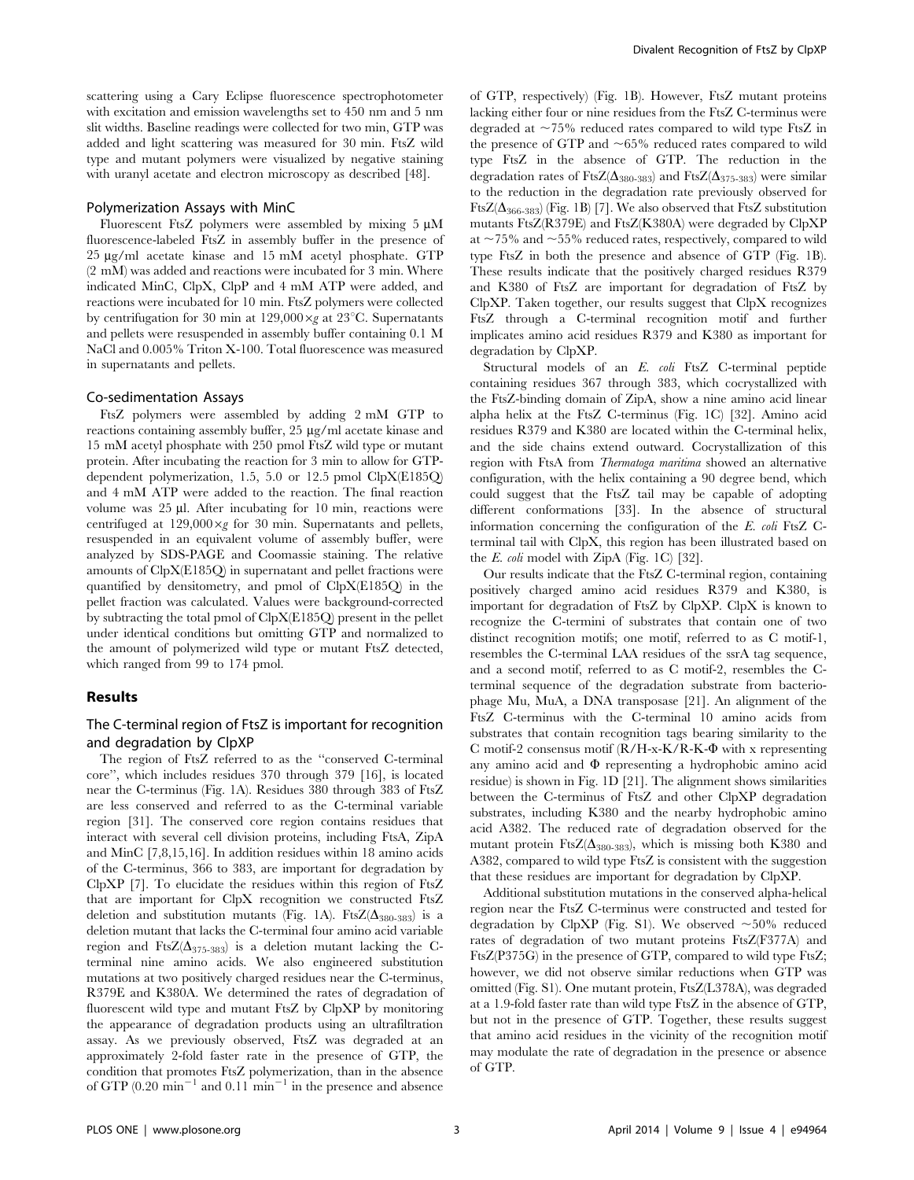scattering using a Cary Eclipse fluorescence spectrophotometer with excitation and emission wavelengths set to 450 nm and 5 nm slit widths. Baseline readings were collected for two min, GTP was added and light scattering was measured for 30 min. FtsZ wild type and mutant polymers were visualized by negative staining with uranyl acetate and electron microscopy as described [48].

### Polymerization Assays with MinC

Fluorescent FtsZ polymers were assembled by mixing 5 μM fluorescence-labeled FtsZ in assembly buffer in the presence of 25 μg/ml acetate kinase and 15 mM acetyl phosphate. GTP (2 mM) was added and reactions were incubated for 3 min. Where indicated MinC, ClpX, ClpP and 4 mM ATP were added, and reactions were incubated for 10 min. FtsZ polymers were collected by centrifugation for 30 min at 129,000×*g* at 23°C. Supernatants and pellets were resuspended in assembly buffer containing 0.1 M NaCl and 0.005% Triton X-100. Total fluorescence was measured in supernatants and pellets.

### Co-sedimentation Assays

FtsZ polymers were assembled by adding 2 mM GTP to reactions containing assembly buffer, 25 μg/ml acetate kinase and 15 mM acetyl phosphate with 250 pmol FtsZ wild type or mutant protein. After incubating the reaction for 3 min to allow for GTP-dependent polymerization, 1.5, 5.0 or 12.5 pmol ClpX(E185Q) and 4 mM ATP were added to the reaction. The final reaction volume was 25 μl. After incubating for 10 min, reactions were centrifuged at 129,000×*g* for 30 min. Supernatants and pellets, resuspended in an equivalent volume of assembly buffer, were analyzed by SDS-PAGE and Coomassie staining. The relative amounts of ClpX(E185Q) in supernatant and pellet fractions were quantified by densitometry, and pmol of ClpX(E185Q) in the pellet fraction was calculated. Values were background-corrected by subtracting the total pmol of ClpX(E185Q) present in the pellet under identical conditions but omitting GTP and normalized to the amount of polymerized wild type or mutant FtsZ detected, which ranged from 99 to 174 pmol.

## Results

### The C-terminal region of FtsZ is important for recognition and degradation by ClpXP

The region of FtsZ referred to as the "conserved C-terminal core", which includes residues 370 through 379 [16], is located near the C-terminus (Fig. 1A). Residues 380 through 383 of FtsZ are less conserved and referred to as the C-terminal variable region [31]. The conserved core region contains residues that interact with several cell division proteins, including FtsA, ZipA and MinC [7,8,15,16]. In addition residues within 18 amino acids of the C-terminus, 366 to 383, are important for degradation by ClpXP [7]. To elucidate the residues within this region of FtsZ that are important for ClpX recognition we constructed FtsZ deletion and substitution mutants (Fig. 1A). FtsZ($\Delta_{380\text{-}383}$) is a deletion mutant that lacks the C-terminal four amino acid variable region and FtsZ($\Delta_{375\text{-}383}$) is a deletion mutant lacking the C-terminal nine amino acids. We also engineered substitution mutations at two positively charged residues near the C-terminus, R379E and K380A. We determined the rates of degradation of fluorescent wild type and mutant FtsZ by ClpXP by monitoring the appearance of degradation products using an ultrafiltration assay. As we previously observed, FtsZ was degraded at an approximately 2-fold faster rate in the presence of GTP, the condition that promotes FtsZ polymerization, than in the absence of GTP (0.20 $\text{min}^{-1}$ and 0.11 $\text{min}^{-1}$ in the presence and absence of GTP, respectively) (Fig. 1B). However, FtsZ mutant proteins lacking either four or nine residues from the FtsZ C-terminus were degraded at ~75% reduced rates compared to wild type FtsZ in the presence of GTP and ~65% reduced rates compared to wild type FtsZ in the absence of GTP. The reduction in the degradation rates of FtsZ($\Delta_{380\text{-}383}$) and FtsZ($\Delta_{375\text{-}383}$) were similar to the reduction in the degradation rate previously observed for FtsZ($\Delta_{366\text{-}383}$) (Fig. 1B) [7]. We also observed that FtsZ substitution mutants FtsZ(R379E) and FtsZ(K380A) were degraded by ClpXP at ~75% and ~55% reduced rates, respectively, compared to wild type FtsZ in both the presence and absence of GTP (Fig. 1B). These results indicate that the positively charged residues R379 and K380 of FtsZ are important for degradation of FtsZ by ClpXP. Taken together, our results suggest that ClpX recognizes FtsZ through a C-terminal recognition motif and further implicates amino acid residues R379 and K380 as important for degradation by ClpXP.

Structural models of an *E. coli* FtsZ C-terminal peptide containing residues 367 through 383, which cocrystallized with the FtsZ-binding domain of ZipA, show a nine amino acid linear alpha helix at the FtsZ C-terminus (Fig. 1C) [32]. Amino acid residues R379 and K380 are located within the C-terminal helix, and the side chains extend outward. Cocrystallization of this region with FtsA from *Thermatoga maritima* showed an alternative configuration, with the helix containing a 90 degree bend, which could suggest that the FtsZ tail may be capable of adopting different conformations [33]. In the absence of structural information concerning the configuration of the *E. coli* FtsZ C-terminal tail with ClpX, this region has been illustrated based on the *E. coli* model with ZipA (Fig. 1C) [32].

Our results indicate that the FtsZ C-terminal region, containing positively charged amino acid residues R379 and K380, is important for degradation of FtsZ by ClpXP. ClpX is known to recognize the C-termini of substrates that contain one of two distinct recognition motifs; one motif, referred to as C motif-1, resembles the C-terminal LAA residues of the ssrA tag sequence, and a second motif, referred to as C motif-2, resembles the C-terminal sequence of the degradation substrate from bacteriophage Mu, MuA, a DNA transposase [21]. An alignment of the FtsZ C-terminus with the C-terminal 10 amino acids from substrates that contain recognition tags bearing similarity to the C motif-2 consensus motif (R/H-x-K/R-K-Φ with x representing any amino acid and Φ representing a hydrophobic amino acid residue) is shown in Fig. 1D [21]. The alignment shows similarities between the C-terminus of FtsZ and other ClpXP degradation substrates, including K380 and the nearby hydrophobic amino acid A382. The reduced rate of degradation observed for the mutant protein FtsZ($\Delta_{380\text{-}383}$), which is missing both K380 and A382, compared to wild type FtsZ is consistent with the suggestion that these residues are important for degradation by ClpXP.

Additional substitution mutations in the conserved alpha-helical region near the FtsZ C-terminus were constructed and tested for degradation by ClpXP (Fig. S1). We observed ~50% reduced rates of degradation of two mutant proteins FtsZ(F377A) and FtsZ(P375G) in the presence of GTP, compared to wild type FtsZ; however, we did not observe similar reductions when GTP was omitted (Fig. S1). One mutant protein, FtsZ(L378A), was degraded at a 1.9-fold faster rate than wild type FtsZ in the absence of GTP, but not in the presence of GTP. Together, these results suggest that amino acid residues in the vicinity of the recognition motif may modulate the rate of degradation in the presence or absence of GTP.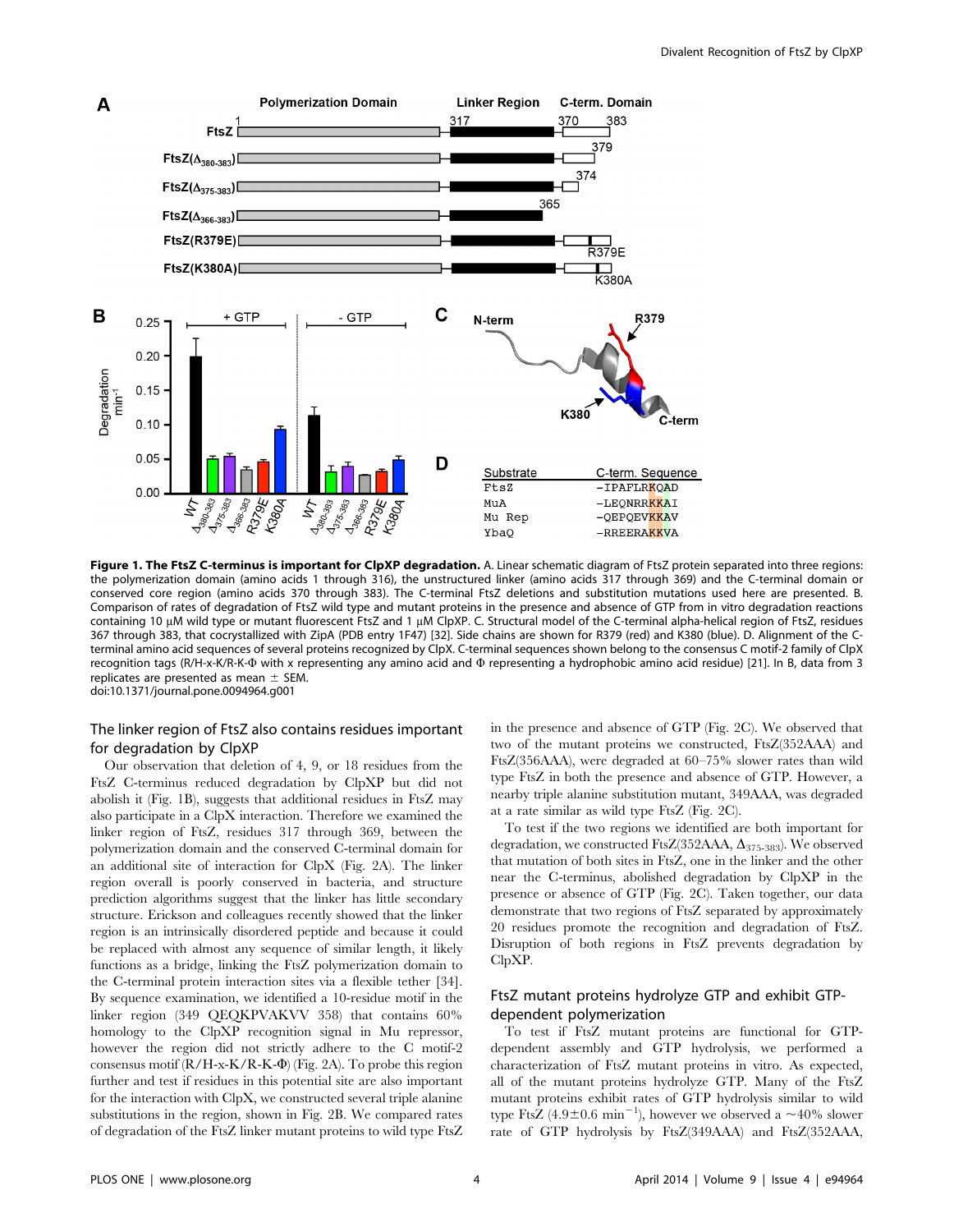**Figure 1. The FtsZ C-terminus is important for ClpXP degradation.** A. Linear schematic diagram of FtsZ protein separated into three regions: the polymerization domain (amino acids 1 through 316), the unstructured linker (amino acids 317 through 369) and the C-terminal domain or conserved core region (amino acids 370 through 383). The C-terminal FtsZ deletions and substitution mutations used here are presented. B. Comparison of rates of degradation of FtsZ wild type and mutant proteins in the presence and absence of GTP from in vitro degradation reactions containing 10 μM wild type or mutant fluorescent FtsZ and 1 μM ClpXP. C. Structural model of the C-terminal alpha-helical region of FtsZ, residues 367 through 383, that cocrystallized with ZipA (PDB entry 1F47) [32]. Side chains are shown for R379 (red) and K380 (blue). D. Alignment of the C-terminal amino acid sequences of several proteins recognized by ClpX. C-terminal sequences shown belong to the consensus C motif-2 family of ClpX recognition tags (R/H-x-K/R-K-Φ with x representing any amino acid and Φ representing a hydrophobic amino acid residue) [21]. In B, data from 3 replicates are presented as mean ± SEM.
doi:10.1371/journal.pone.0094964.g001

## The linker region of FtsZ also contains residues important for degradation by ClpXP

Our observation that deletion of 4, 9, or 18 residues from the FtsZ C-terminus reduced degradation by ClpXP but did not abolish it (Fig. 1B), suggests that additional residues in FtsZ may also participate in a ClpX interaction. Therefore we examined the linker region of FtsZ, residues 317 through 369, between the polymerization domain and the conserved C-terminal domain for an additional site of interaction for ClpX (Fig. 2A). The linker region overall is poorly conserved in bacteria, and structure prediction algorithms suggest that the linker has little secondary structure. Erickson and colleagues recently showed that the linker region is an intrinsically disordered peptide and because it could be replaced with almost any sequence of similar length, it likely functions as a bridge, linking the FtsZ polymerization domain to the C-terminal protein interaction sites via a flexible tether [34]. By sequence examination, we identified a 10-residue motif in the linker region (349 QEQKPVAKVV 358) that contains 60% homology to the ClpXP recognition signal in Mu repressor, however the region did not strictly adhere to the C motif-2 consensus motif (R/H-x-K/R-K-Φ) (Fig. 2A). To probe this region further and test if residues in this potential site are also important for the interaction with ClpX, we constructed several triple alanine substitutions in the region, shown in Fig. 2B. We compared rates of degradation of the FtsZ linker mutant proteins to wild type FtsZ in the presence and absence of GTP (Fig. 2C). We observed that two of the mutant proteins we constructed, FtsZ(352AAA) and FtsZ(356AAA), were degraded at 60–75% slower rates than wild type FtsZ in both the presence and absence of GTP. However, a nearby triple alanine substitution mutant, 349AAA, was degraded at a rate similar as wild type FtsZ (Fig. 2C).

To test if the two regions we identified are both important for degradation, we constructed FtsZ(352AAA, $\Delta_{375\text{-}383}$). We observed that mutation of both sites in FtsZ, one in the linker and the other near the C-terminus, abolished degradation by ClpXP in the presence or absence of GTP (Fig. 2C). Taken together, our data demonstrate that two regions of FtsZ separated by approximately 20 residues promote the recognition and degradation of FtsZ. Disruption of both regions in FtsZ prevents degradation by ClpXP.

## FtsZ mutant proteins hydrolyze GTP and exhibit GTP-dependent polymerization

To test if FtsZ mutant proteins are functional for GTP-dependent assembly and GTP hydrolysis, we performed a characterization of FtsZ mutant proteins in vitro. As expected, all of the mutant proteins hydrolyze GTP. Many of the FtsZ mutant proteins exhibit rates of GTP hydrolysis similar to wild type FtsZ ($4.9 \pm 0.6$ min$^{-1}$), however we observed a ~40% slower rate of GTP hydrolysis by FtsZ(349AAA) and FtsZ(352AAA,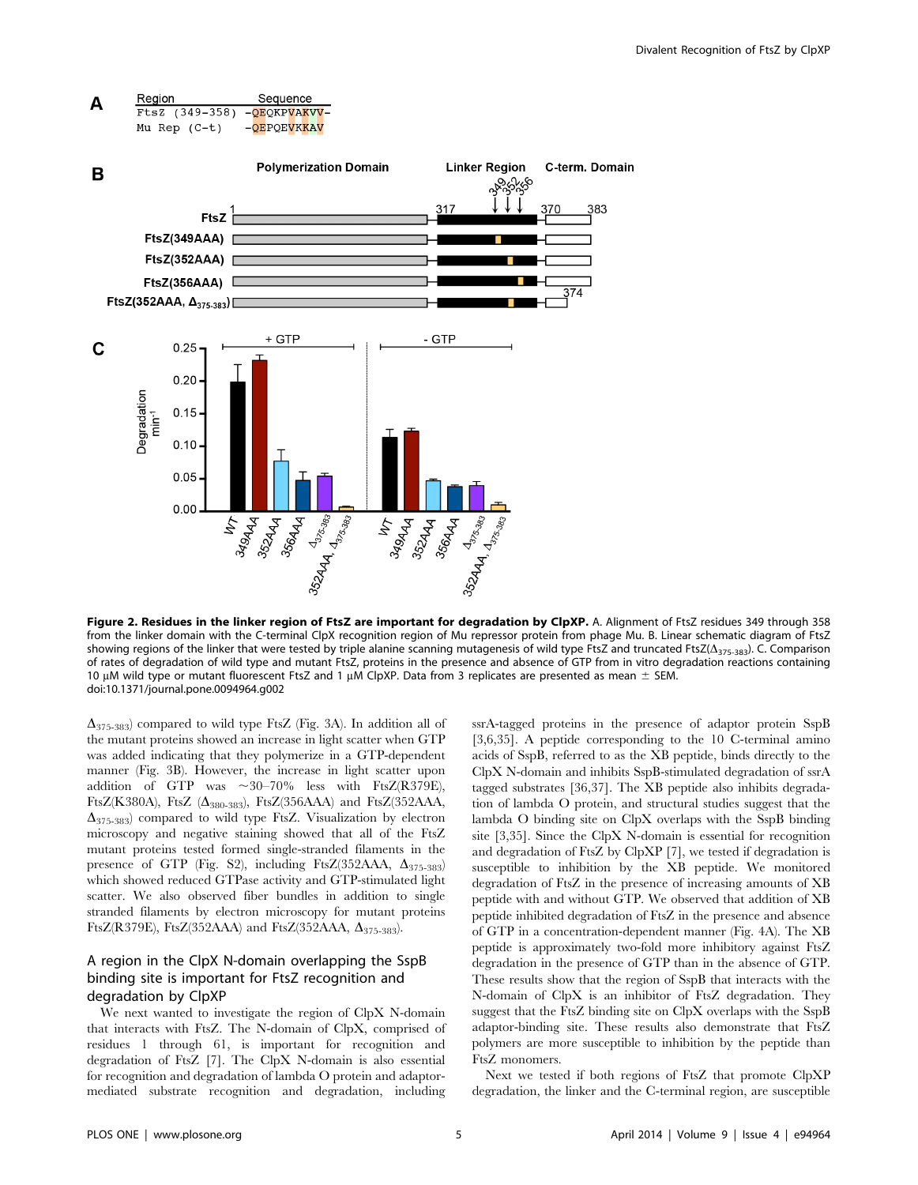**Figure 2. Residues in the linker region of FtsZ are important for degradation by ClpXP.** A. Alignment of FtsZ residues 349 through 358 from the linker domain with the C-terminal ClpX recognition region of Mu repressor protein from phage Mu. B. Linear schematic diagram of FtsZ showing regions of the linker that were tested by triple alanine scanning mutagenesis of wild type FtsZ and truncated FtsZ($\Delta_{375\text{-}383}$). C. Comparison of rates of degradation of wild type and mutant FtsZ, proteins in the presence and absence of GTP from in vitro degradation reactions containing 10 µM wild type or mutant fluorescent FtsZ and 1 µM ClpX. Data from 3 replicates are presented as mean ± SEM.
doi:10.1371/journal.pone.0094964.g002

$\Delta_{375\text{-}383}$) compared to wild type FtsZ (Fig. 3A). In addition all of the mutant proteins showed an increase in light scatter when GTP was added indicating that they polymerize in a GTP-dependent manner (Fig. 3B). However, the increase in light scatter upon addition of GTP was ~30–70% less with FtsZ(R379E), FtsZ(K380A), FtsZ ($\Delta_{380\text{-}383}$), FtsZ(356AAA) and FtsZ(352AAA, $\Delta_{375\text{-}383}$) compared to wild type FtsZ. Visualization by electron microscopy and negative staining showed that all of the FtsZ mutant proteins tested formed single-stranded filaments in the presence of GTP (Fig. S2), including FtsZ(352AAA, $\Delta_{375\text{-}383}$) which showed reduced GTPase activity and GTP-stimulated light scatter. We also observed fiber bundles in addition to single stranded filaments by electron microscopy for mutant proteins FtsZ(R379E), FtsZ(352AAA) and FtsZ(352AAA, $\Delta_{375\text{-}383}$).

## A region in the ClpX N-domain overlapping the SspB binding site is important for FtsZ recognition and degradation by ClpXP

We next wanted to investigate the region of ClpX N-domain that interacts with FtsZ. The N-domain of ClpX, comprised of residues 1 through 61, is important for recognition and degradation of FtsZ [7]. The ClpX N-domain is also essential for recognition and degradation of lambda O protein and adaptor-mediated substrate recognition and degradation, including ssrA-tagged proteins in the presence of adaptor protein SspB [3,6,35]. A peptide corresponding to the 10 C-terminal amino acids of SspB, referred to as the XB peptide, binds directly to the ClpX N-domain and inhibits SspB-stimulated degradation of ssrA tagged substrates [36,37]. The XB peptide also inhibits degradation of lambda O protein, and structural studies suggest that the lambda O binding site on ClpX overlaps with the SspB binding site [3,35]. Since the ClpX N-domain is essential for recognition and degradation of FtsZ by ClpXP [7], we tested if degradation is susceptible to inhibition by the XB peptide. We monitored degradation of FtsZ in the presence of increasing amounts of XB peptide with and without GTP. We observed that addition of XB peptide inhibited degradation of FtsZ in the presence and absence of GTP in a concentration-dependent manner (Fig. 4A). The XB peptide is approximately two-fold more inhibitory against FtsZ degradation in the presence of GTP than in the absence of GTP. These results show that the region of SspB that interacts with the N-domain of ClpX is an inhibitor of FtsZ degradation. They suggest that the FtsZ binding site on ClpX overlaps with the SspB adaptor-binding site. These results also demonstrate that FtsZ polymers are more susceptible to inhibition by the peptide than FtsZ monomers.

Next we tested if both regions of FtsZ that promote ClpXP degradation, the linker and the C-terminal region, are susceptible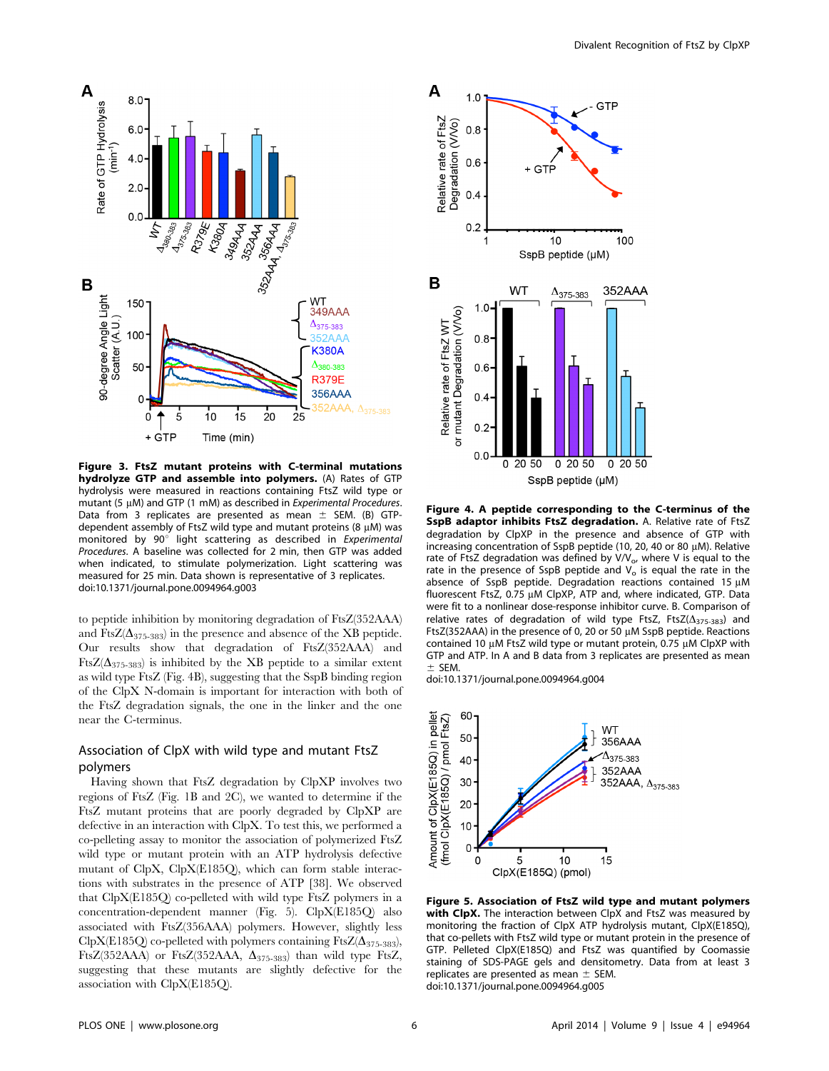**Figure 3. FtsZ mutant proteins with C-terminal mutations hydrolyze GTP and assemble into polymers.** (A) Rates of GTP hydrolysis were measured in reactions containing FtsZ wild type or mutant (5 μM) and GTP (1 mM) as described in *Experimental Procedures*. Data from 3 replicates are presented as mean ± SEM. (B) GTP-dependent assembly of FtsZ wild type and mutant proteins (8 μM) was monitored by 90° light scattering as described in *Experimental Procedures*. A baseline was collected for 2 min, then GTP was added when indicated, to stimulate polymerization. Light scattering was measured for 25 min. Data shown is representative of 3 replicates.
doi:10.1371/journal.pone.0094964.g003

**Figure 4. A peptide corresponding to the C-terminus of the SspB adaptor inhibits FtsZ degradation.** A. Relative rate of FtsZ degradation by ClpXP in the presence and absence of GTP with increasing concentration of SspB peptide (10, 20, 40 or 80 μM). Relative rate of FtsZ degradation was defined by $V/V_o$, where V is equal to the rate in the presence of SspB peptide and $V_o$ is equal the rate in the absence of SspB peptide. Degradation reactions contained 15 μM fluorescent FtsZ, 0.75 μM ClpXP, ATP and, where indicated, GTP. Data were fit to a nonlinear dose-response inhibitor curve. B. Comparison of relative rates of degradation of wild type FtsZ, FtsZ($\Delta_{375\text{-}383}$) and FtsZ(352AAA) in the presence of 0, 20 or 50 μM SspB peptide. Reactions contained 10 μM FtsZ wild type or mutant protein, 0.75 μM ClpXP with GTP and ATP. In A and B data from 3 replicates are presented as mean ± SEM.
doi:10.1371/journal.pone.0094964.g004

to peptide inhibition by monitoring degradation of FtsZ(352AAA) and FtsZ($\Delta_{375\text{-}383}$) in the presence and absence of the XB peptide. Our results show that degradation of FtsZ(352AAA) and FtsZ($\Delta_{375\text{-}383}$) is inhibited by the XB peptide to a similar extent as wild type FtsZ (Fig. 4B), suggesting that the SspB binding region of the ClpX N-domain is important for interaction with both of the FtsZ degradation signals, the one in the linker and the one near the C-terminus.

## Association of ClpX with wild type and mutant FtsZ polymers

Having shown that FtsZ degradation by ClpXP involves two regions of FtsZ (Fig. 1B and 2C), we wanted to determine if the FtsZ mutant proteins that are poorly degraded by ClpXP are defective in an interaction with ClpX. To test this, we performed a co-pelleting assay to monitor the association of polymerized FtsZ wild type or mutant protein with an ATP hydrolysis defective mutant of ClpX, ClpX(E185Q), which can form stable interactions with substrates in the presence of ATP [38]. We observed that ClpX(E185Q) co-pelleted with wild type FtsZ polymers in a concentration-dependent manner (Fig. 5). ClpX(E185Q) also associated with FtsZ(356AAA) polymers. However, slightly less ClpX(E185Q) co-pelleted with polymers containing FtsZ($\Delta_{375\text{-}383}$), FtsZ(352AAA) or FtsZ(352AAA, $\Delta_{375\text{-}383}$) than wild type FtsZ, suggesting that these mutants are slightly defective for the association with ClpX(E185Q).

**Figure 5. Association of FtsZ wild type and mutant polymers with ClpX.** The interaction between ClpX and FtsZ was measured by monitoring the fraction of ClpX ATP hydrolysis mutant, ClpX(E185Q), that co-pellets with FtsZ wild type or mutant protein in the presence of GTP. Pelleted ClpX(E185Q) and FtsZ was quantified by Coomassie staining of SDS-PAGE gels and densitometry. Data from at least 3 replicates are presented as mean ± SEM.
doi:10.1371/journal.pone.0094964.g005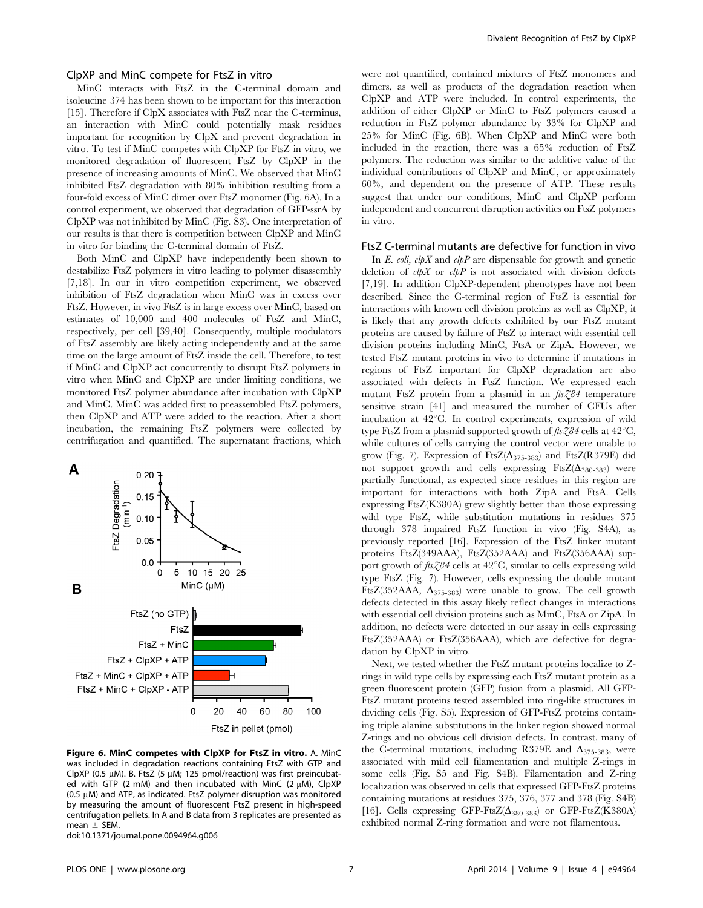### ClpXP and MinC compete for FtsZ in vitro

MinC interacts with FtsZ in the C-terminal domain and isoleucine 374 has been shown to be important for this interaction [15]. Therefore if ClpX associates with FtsZ near the C-terminus, an interaction with MinC could potentially mask residues important for recognition by ClpX and prevent degradation in vitro. To test if MinC competes with ClpXP for FtsZ in vitro, we monitored degradation of fluorescent FtsZ by ClpXP in the presence of increasing amounts of MinC. We observed that MinC inhibited FtsZ degradation with 80% inhibition resulting from a four-fold excess of MinC dimer over FtsZ monomer (Fig. 6A). In a control experiment, we observed that degradation of GFP-ssrA by ClpXP was not inhibited by MinC (Fig. S3). One interpretation of our results is that there is competition between ClpXP and MinC in vitro for binding the C-terminal domain of FtsZ.

Both MinC and ClpXP have independently been shown to destabilize FtsZ polymers in vitro leading to polymer disassembly [7,18]. In our in vitro competition experiment, we observed inhibition of FtsZ degradation when MinC was in excess over FtsZ. However, in vivo FtsZ is in large excess over MinC, based on estimates of 10,000 and 400 molecules of FtsZ and MinC, respectively, per cell [39,40]. Consequently, multiple modulators of FtsZ assembly are likely acting independently and at the same time on the large amount of FtsZ inside the cell. Therefore, to test if MinC and ClpXP act concurrently to disrupt FtsZ polymers in vitro when MinC and ClpXP are under limiting conditions, we monitored FtsZ polymer abundance after incubation with ClpXP and MinC. MinC was added first to preassembled FtsZ polymers, then ClpXP and ATP were added to the reaction. After a short incubation, the remaining FtsZ polymers were collected by centrifugation and quantified. The supernatant fractions, which were not quantified, contained mixtures of FtsZ monomers and dimers, as well as products of the degradation reaction when ClpXP and ATP were included. In control experiments, the addition of either ClpXP or MinC to FtsZ polymers caused a reduction in FtsZ polymer abundance by 33% for ClpXP and 25% for MinC (Fig. 6B). When ClpXP and MinC were both included in the reaction, there was a 65% reduction of FtsZ polymers. The reduction was similar to the additive value of the individual contributions of ClpXP and MinC, or approximately 60%, and dependent on the presence of ATP. These results suggest that under our conditions, MinC and ClpXP perform independent and concurrent disruption activities on FtsZ polymers in vitro.

**Figure 6. MinC competes with ClpXP for FtsZ in vitro.** A. MinC was included in degradation reactions containing FtsZ with GTP and ClpXP (0.5 µM). B. FtsZ (5 µM; 125 pmol/reaction) was first preincubated with GTP (2 mM) and then incubated with MinC (2 µM), ClpXP (0.5 µM) and ATP, as indicated. FtsZ polymer disruption was monitored by measuring the amount of fluorescent FtsZ present in high-speed centrifugation pellets. In A and B data from 3 replicates are presented as mean ± SEM.
doi:10.1371/journal.pone.0094964.g006

### FtsZ C-terminal mutants are defective for function in vivo

In *E. coli*, *clpX* and *clpP* are dispensable for growth and genetic deletion of *clpX* or *clpP* is not associated with division defects [7,19]. In addition ClpXP-dependent phenotypes have not been described. Since the C-terminal region of FtsZ is essential for interactions with known cell division proteins as well as ClpXP, it is likely that any growth defects exhibited by our FtsZ mutant proteins are caused by failure of FtsZ to interact with essential cell division proteins including MinC, FtsA or ZipA. However, we tested FtsZ mutant proteins in vivo to determine if mutations in regions of FtsZ important for ClpXP degradation are also associated with defects in FtsZ function. We expressed each mutant FtsZ protein from a plasmid in an *ftsZ84* temperature sensitive strain [41] and measured the number of CFUs after incubation at 42°C. In control experiments, expression of wild type FtsZ from a plasmid supported growth of *ftsZ84* cells at 42°C, while cultures of cells carrying the control vector were unable to grow (Fig. 7). Expression of FtsZ($\Delta_{375\text{-}383}$) and FtsZ(R379E) did not support growth and cells expressing FtsZ($\Delta_{380\text{-}383}$) were partially functional, as expected since residues in this region are important for interactions with both ZipA and FtsA. Cells expressing FtsZ(K380A) grew slightly better than those expressing wild type FtsZ, while substitution mutations in residues 375 through 378 impaired FtsZ function in vivo (Fig. S4A), as previously reported [16]. Expression of the FtsZ linker mutant proteins FtsZ(349AAA), FtsZ(352AAA) and FtsZ(356AAA) support growth of *ftsZ84* cells at 42°C, similar to cells expressing wild type FtsZ (Fig. 7). However, cells expressing the double mutant FtsZ(352AAA, $\Delta_{375\text{-}383}$) were unable to grow. The cell growth defects detected in this assay likely reflect changes in interactions with essential cell division proteins such as MinC, FtsA or ZipA. In addition, no defects were detected in our assay in cells expressing FtsZ(352AAA) or FtsZ(356AAA), which are defective for degradation by ClpXP in vitro.

Next, we tested whether the FtsZ mutant proteins localize to Z-rings in wild type cells by expressing each FtsZ mutant protein as a green fluorescent protein (GFP) fusion from a plasmid. All GFP-FtsZ mutant proteins tested assembled into ring-like structures in dividing cells (Fig. S5). Expression of GFP-FtsZ proteins containing triple alanine substitutions in the linker region showed normal Z-rings and no obvious cell division defects. In contrast, many of the C-terminal mutations, including R379E and $\Delta_{375\text{-}383}$, were associated with mild cell filamentation and multiple Z-rings in some cells (Fig. S5 and Fig. S4B). Filamentation and Z-ring localization was observed in cells that expressed GFP-FtsZ proteins containing mutations at residues 375, 376, 377 and 378 (Fig. S4B) [16]. Cells expressing GFP-FtsZ($\Delta_{380\text{-}383}$) or GFP-FtsZ(K380A) exhibited normal Z-ring formation and were not filamentous.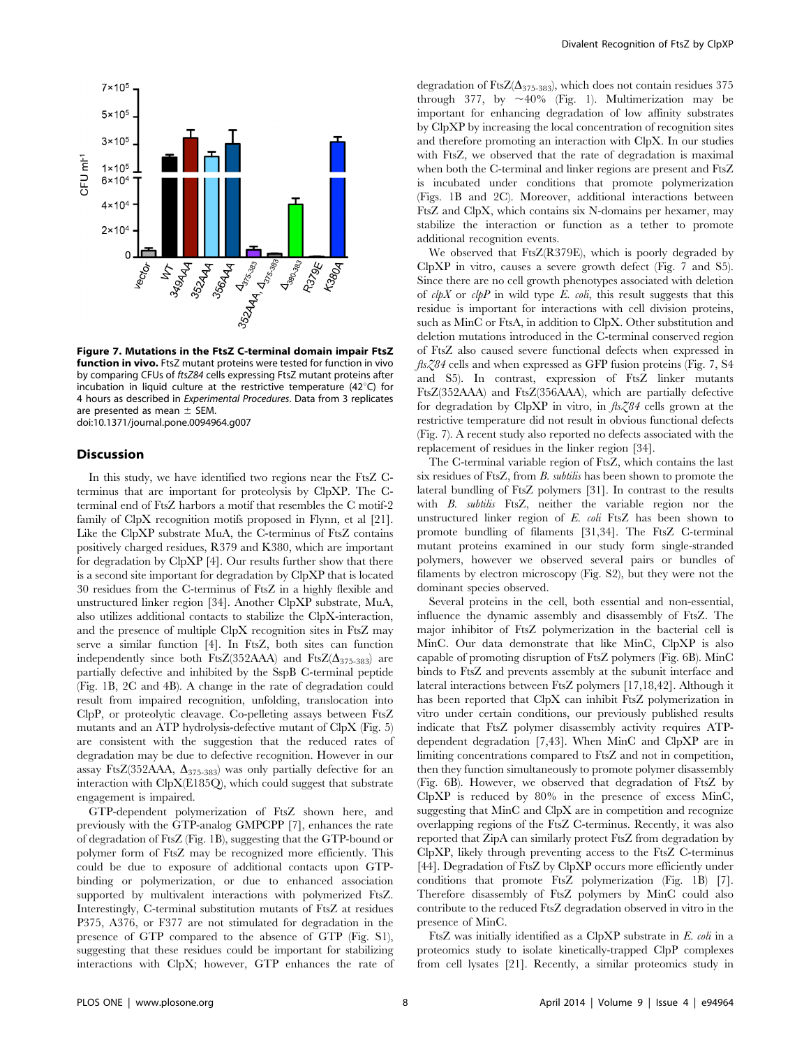**Figure 7. Mutations in the FtsZ C-terminal domain impair FtsZ function in vivo.** FtsZ mutant proteins were tested for function in vivo by comparing CFUs of *ftsZ84* cells expressing FtsZ mutant proteins after incubation in liquid culture at the restrictive temperature (42°C) for 4 hours as described in *Experimental Procedures*. Data from 3 replicates are presented as mean ± SEM.
doi:10.1371/journal.pone.0094964.g007

## Discussion

In this study, we have identified two regions near the FtsZ C-terminus that are important for proteolysis by ClpXP. The C-terminal end of FtsZ harbors a motif that resembles the C motif-2 family of ClpX recognition motifs proposed in Flynn, et al [21]. Like the ClpXP substrate MuA, the C-terminus of FtsZ contains positively charged residues, R379 and K380, which are important for degradation by ClpXP [4]. Our results further show that there is a second site important for degradation by ClpXP that is located 30 residues from the C-terminus of FtsZ in a highly flexible and unstructured linker region [34]. Another ClpXP substrate, MuA, also utilizes additional contacts to stabilize the ClpX-interaction, and the presence of multiple ClpX recognition sites in FtsZ may serve a similar function [4]. In FtsZ, both sites can function independently since both FtsZ(352AAA) and FtsZ($\Delta_{375-383}$) are partially defective and inhibited by the SspB C-terminal peptide (Fig. 1B, 2C and 4B). A change in the rate of degradation could result from impaired recognition, unfolding, translocation into ClpP, or proteolytic cleavage. Co-pelleting assays between FtsZ mutants and an ATP hydrolysis-defective mutant of ClpX (Fig. 5) are consistent with the suggestion that the reduced rates of degradation may be due to defective recognition. However in our assay FtsZ(352AAA, $\Delta_{375-383}$) was only partially defective for an interaction with ClpX(E185Q), which could suggest that substrate engagement is impaired.

GTP-dependent polymerization of FtsZ shown here, and previously with the GTP-analog GMPCPP [7], enhances the rate of degradation of FtsZ (Fig. 1B), suggesting that the GTP-bound or polymer form of FtsZ may be recognized more efficiently. This could be due to exposure of additional contacts upon GTP-binding or polymerization, or due to enhanced association supported by multivalent interactions with polymerized FtsZ. Interestingly, C-terminal substitution mutants of FtsZ at residues P375, A376, or F377 are not stimulated for degradation in the presence of GTP compared to the absence of GTP (Fig. S1), suggesting that these residues could be important for stabilizing interactions with ClpX; however, GTP enhances the rate of degradation of FtsZ($\Delta_{375-383}$), which does not contain residues 375 through 377, by ~40% (Fig. 1). Multimerization may be important for enhancing degradation of low affinity substrates by ClpXP by increasing the local concentration of recognition sites and therefore promoting an interaction with ClpX. In our studies with FtsZ, we observed that the rate of degradation is maximal when both the C-terminal and linker regions are present and FtsZ is incubated under conditions that promote polymerization (Figs. 1B and 2C). Moreover, additional interactions between FtsZ and ClpX, which contains six N-domains per hexamer, may stabilize the interaction or function as a tether to promote additional recognition events.

We observed that FtsZ(R379E), which is poorly degraded by ClpXP in vitro, causes a severe growth defect (Fig. 7 and S5). Since there are no cell growth phenotypes associated with deletion of *clpX* or *clpP* in wild type *E. coli*, this result suggests that this residue is important for interactions with cell division proteins, such as MinC or FtsA, in addition to ClpX. Other substitution and deletion mutations introduced in the C-terminal conserved region of FtsZ also caused severe functional defects when expressed in *ftsZ84* cells and when expressed as GFP fusion proteins (Fig. 7, S4 and S5). In contrast, expression of FtsZ linker mutants FtsZ(352AAA) and FtsZ(356AAA), which are partially defective for degradation by ClpXP in vitro, in *ftsZ84* cells grown at the restrictive temperature did not result in obvious functional defects (Fig. 7). A recent study also reported no defects associated with the replacement of residues in the linker region [34].

The C-terminal variable region of FtsZ, which contains the last six residues of FtsZ, from *B. subtilis* has been shown to promote the lateral bundling of FtsZ polymers [31]. In contrast to the results with *B. subtilis* FtsZ, neither the variable region nor the unstructured linker region of *E. coli* FtsZ has been shown to promote bundling of filaments [31,34]. The FtsZ C-terminal mutant proteins examined in our study form single-stranded polymers, however we observed several pairs or bundles of filaments by electron microscopy (Fig. S2), but they were not the dominant species observed.

Several proteins in the cell, both essential and non-essential, influence the dynamic assembly and disassembly of FtsZ. The major inhibitor of FtsZ polymerization in the bacterial cell is MinC. Our data demonstrate that like MinC, ClpXP is also capable of promoting disruption of FtsZ polymers (Fig. 6B). MinC binds to FtsZ and prevents assembly at the subunit interface and lateral interactions between FtsZ polymers [17,18,42]. Although it has been reported that ClpX can inhibit FtsZ polymerization in vitro under certain conditions, our previously published results indicate that FtsZ polymer disassembly activity requires ATP-dependent degradation [7,43]. When MinC and ClpXP are in limiting concentrations compared to FtsZ and not in competition, then they function simultaneously to promote polymer disassembly (Fig. 6B). However, we observed that degradation of FtsZ by ClpXP is reduced by 80% in the presence of excess MinC, suggesting that MinC and ClpX are in competition and recognize overlapping regions of the FtsZ C-terminus. Recently, it was also reported that ZipA can similarly protect FtsZ from degradation by ClpXP, likely through preventing access to the FtsZ C-terminus [44]. Degradation of FtsZ by ClpXP occurs more efficiently under conditions that promote FtsZ polymerization (Fig. 1B) [7]. Therefore disassembly of FtsZ polymers by MinC could also contribute to the reduced FtsZ degradation observed in vitro in the presence of MinC.

FtsZ was initially identified as a ClpXP substrate in *E. coli* in a proteomics study to isolate kinetically-trapped ClpP complexes from cell lysates [21]. Recently, a similar proteomics study in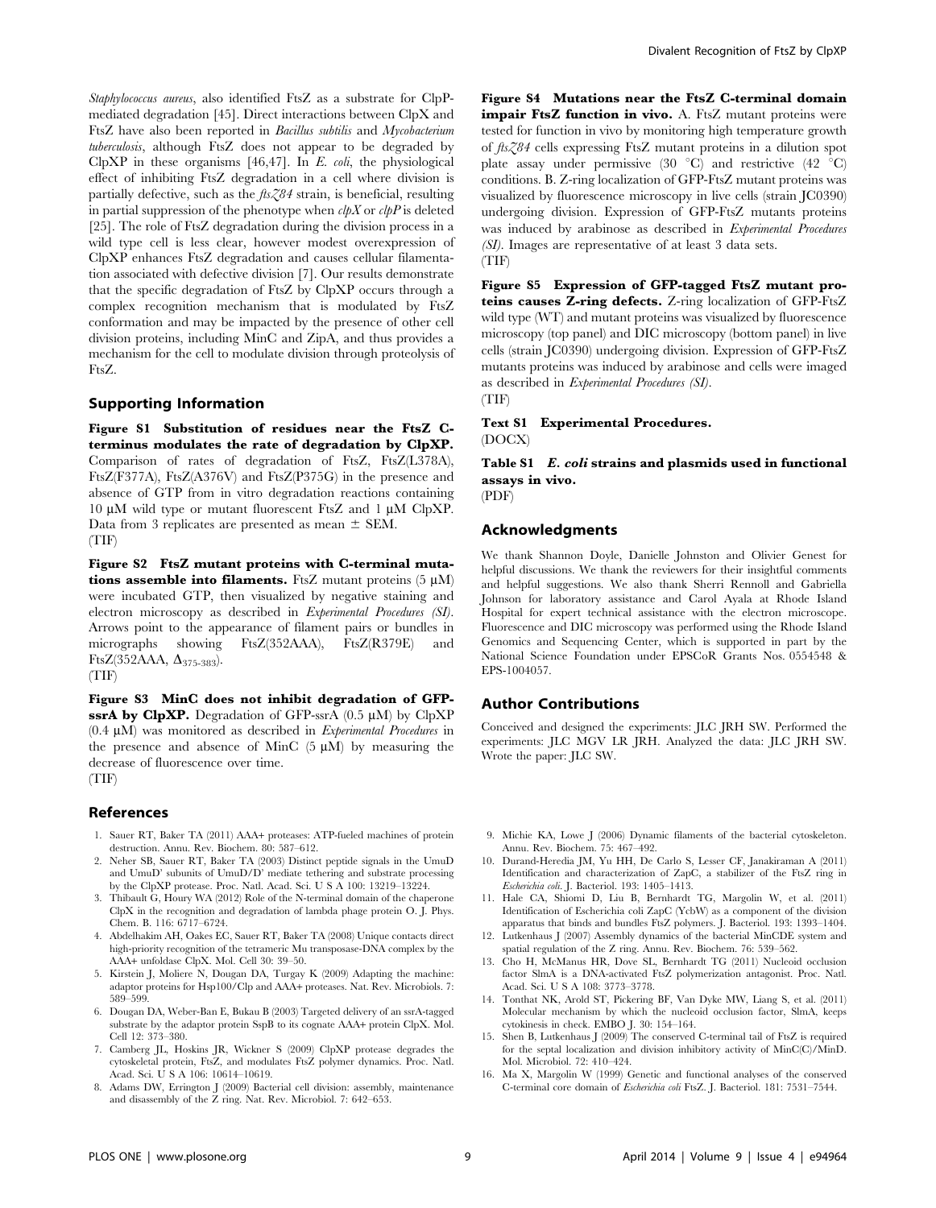*Staphylococcus aureus*, also identified FtsZ as a substrate for ClpP-mediated degradation [45]. Direct interactions between ClpX and FtsZ have also been reported in *Bacillus subtilis* and *Mycobacterium tuberculosis*, although FtsZ does not appear to be degraded by ClpXP in these organisms [46,47]. In *E. coli*, the physiological effect of inhibiting FtsZ degradation in a cell where division is partially defective, such as the *ftsZ84* strain, is beneficial, resulting in partial suppression of the phenotype when *clpX* or *clpP* is deleted [25]. The role of FtsZ degradation during the division process in a wild type cell is less clear, however modest overexpression of ClpXP enhances FtsZ degradation and causes cellular filamentation associated with defective division [7]. Our results demonstrate that the specific degradation of FtsZ by ClpXP occurs through a complex recognition mechanism that is modulated by FtsZ conformation and may be impacted by the presence of other cell division proteins, including MinC and ZipA, and thus provides a mechanism for the cell to modulate division through proteolysis of FtsZ.

## Supporting Information

**Figure S1 Substitution of residues near the FtsZ C-terminus modulates the rate of degradation by ClpXP.** Comparison of rates of degradation of FtsZ, FtsZ(L378A), FtsZ(F377A), FtsZ(A376V) and FtsZ(P375G) in the presence and absence of GTP from in vitro degradation reactions containing 10 μM wild type or mutant fluorescent FtsZ and 1 μM ClpXP. Data from 3 replicates are presented as mean ± SEM.
(TIF)

**Figure S2 FtsZ mutant proteins with C-terminal mutations assemble into filaments.** FtsZ mutant proteins (5 μM) were incubated GTP, then visualized by negative staining and electron microscopy as described in *Experimental Procedures (SI)*. Arrows point to the appearance of filament pairs or bundles in micrographs showing FtsZ(352AAA), FtsZ(R379E) and FtsZ(352AAA, $\Delta_{375\text{-}383}$).
(TIF)

**Figure S3 MinC does not inhibit degradation of GFP-ssrA by ClpXP.** Degradation of GFP-ssrA (0.5 μM) by ClpXP (0.4 μM) was monitored as described in *Experimental Procedures* in the presence and absence of MinC (5 μM) by measuring the decrease of fluorescence over time.
(TIF)

**Figure S4 Mutations near the FtsZ C-terminal domain impair FtsZ function in vivo.** A. FtsZ mutant proteins were tested for function in vivo by monitoring high temperature growth of *ftsZ84* cells expressing FtsZ mutant proteins in a dilution spot plate assay under permissive (30 °C) and restrictive (42 °C) conditions. B. Z-ring localization of GFP-FtsZ mutant proteins was visualized by fluorescence microscopy in live cells (strain JC0390) undergoing division. Expression of GFP-FtsZ mutants proteins was induced by arabinose as described in *Experimental Procedures (SI)*. Images are representative of at least 3 data sets.
(TIF)

**Figure S5 Expression of GFP-tagged FtsZ mutant proteins causes Z-ring defects.** Z-ring localization of GFP-FtsZ wild type (WT) and mutant proteins was visualized by fluorescence microscopy (top panel) and DIC microscopy (bottom panel) in live cells (strain JC0390) undergoing division. Expression of GFP-FtsZ mutants proteins was induced by arabinose and cells were imaged as described in *Experimental Procedures (SI)*.
(TIF)

**Text S1 Experimental Procedures.**
(DOCX)

**Table S1 *E. coli* strains and plasmids used in functional assays in vivo.**
(PDF)

## Acknowledgments

We thank Shannon Doyle, Danielle Johnston and Olivier Genest for helpful discussions. We thank the reviewers for their insightful comments and helpful suggestions. We also thank Sherri Rennoll and Gabriella Johnson for laboratory assistance and Carol Ayala at Rhode Island Hospital for expert technical assistance with the electron microscope. Fluorescence and DIC microscopy was performed using the Rhode Island Genomics and Sequencing Center, which is supported in part by the National Science Foundation under EPSCoR Grants Nos. 0554548 & EPS-1004057.

## Author Contributions

Conceived and designed the experiments: JLC JRH SW. Performed the experiments: JLC MGV LR JRH. Analyzed the data: JLC JRH SW. Wrote the paper: JLC SW.

## References

1. Sauer RT, Baker TA (2011) AAA+ proteases: ATP-fueled machines of protein destruction. Annu. Rev. Biochem. 80: 587–612.
2. Neher SB, Sauer RT, Baker TA (2003) Distinct peptide signals in the UmuD and UmuD' subunits of UmuD/D' mediate tethering and substrate processing by the ClpXP protease. Proc. Natl. Acad. Sci. U S A 100: 13219–13224.
3. Thibault G, Houry WA (2012) Role of the N-terminal domain of the chaperone ClpX in the recognition and degradation of lambda phage protein O. J. Phys. Chem. B. 116: 6717–6724.
4. Abdelhakim AH, Oakes EC, Sauer RT, Baker TA (2008) Unique contacts direct high-priority recognition of the tetrameric Mu transposase-DNA complex by the AAA+ unfoldase ClpX. Mol. Cell 30: 39–50.
5. Kirstein J, Moliere N, Dougan DA, Turgay K (2009) Adapting the machine: adaptor proteins for Hsp100/Clp and AAA+ proteases. Nat. Rev. Microbiols. 7: 589–599.
6. Dougan DA, Weber-Ban E, Bukau B (2003) Targeted delivery of an ssrA-tagged substrate by the adaptor protein SspB to its cognate AAA+ protein ClpX. Mol. Cell 12: 373–380.
7. Camberg JL, Hoskins JR, Wickner S (2009) ClpXP protease degrades the cytoskeletal protein, FtsZ, and modulates FtsZ polymer dynamics. Proc. Natl. Acad. Sci. U S A 106: 10614–10619.
8. Adams DW, Errington J (2009) Bacterial cell division: assembly, maintenance and disassembly of the Z ring. Nat. Rev. Microbiol. 7: 642–653.
9. Michie KA, Lowe J (2006) Dynamic filaments of the bacterial cytoskeleton. Annu. Rev. Biochem. 75: 467–492.
10. Durand-Heredia JM, Yu HH, De Carlo S, Lesser CF, Janakiraman A (2011) Identification and characterization of ZapC, a stabilizer of the FtsZ ring in *Escherichia coli*. J. Bacteriol. 193: 1405–1413.
11. Hale CA, Shiomi D, Liu B, Bernhardt TG, Margolin W, et al. (2011) Identification of Escherichia coli ZapC (YcbW) as a component of the division apparatus that binds and bundles FtsZ polymers. J. Bacteriol. 193: 1393–1404.
12. Lutkenhaus J (2007) Assembly dynamics of the bacterial MinCDE system and spatial regulation of the Z ring. Annu. Rev. Biochem. 76: 539–562.
13. Cho H, McManus HR, Dove SL, Bernhardt TG (2011) Nucleoid occlusion factor SlmA is a DNA-activated FtsZ polymerization antagonist. Proc. Natl. Acad. Sci. U S A 108: 3773–3778.
14. Tonthat NK, Arold ST, Pickering BF, Van Dyke MW, Liang S, et al. (2011) Molecular mechanism by which the nucleoid occlusion factor, SlmA, keeps cytokinesis in check. EMBO J. 30: 154–164.
15. Shen B, Lutkenhaus J (2009) The conserved C-terminal tail of FtsZ is required for the septal localization and division inhibitory activity of MinC(C)/MinD. Mol. Microbiol. 72: 410–424.
16. Ma X, Margolin W (1999) Genetic and functional analyses of the conserved C-terminal core domain of *Escherichia coli* FtsZ. J. Bacteriol. 181: 7531–7544.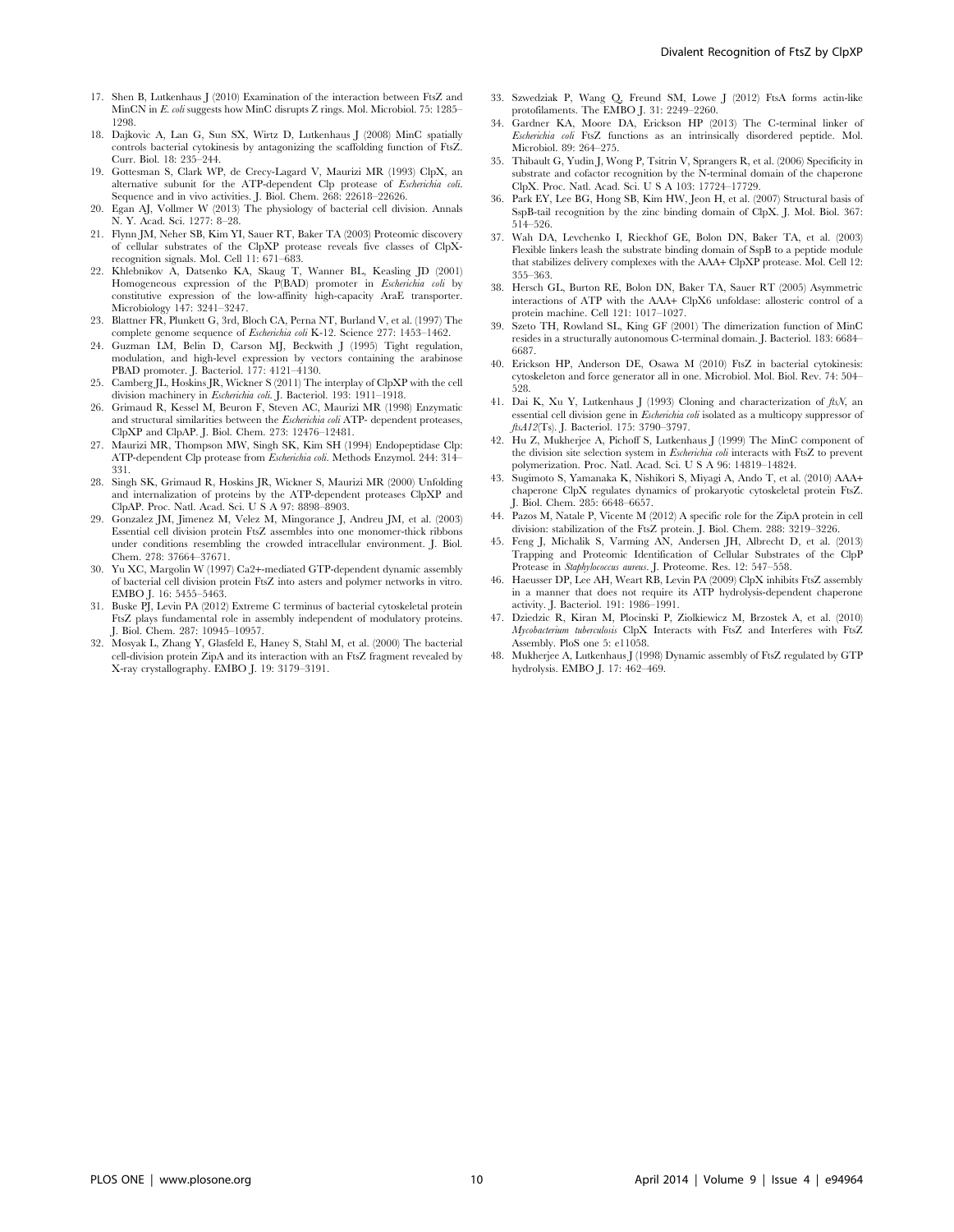17. Shen B, Lutkenhaus J (2010) Examination of the interaction between FtsZ and MinCN in *E. coli* suggests how MinC disrupts Z rings. Mol. Microbiol. 75: 1285–1298.
18. Dajkovic A, Lan G, Sun SX, Wirtz D, Lutkenhaus J (2008) MinC spatially controls bacterial cytokinesis by antagonizing the scaffolding function of FtsZ. Curr. Biol. 18: 235–244.
19. Gottesman S, Clark WP, de Crecy-Lagard V, Maurizi MR (1993) ClpX, an alternative subunit for the ATP-dependent Clp protease of *Escherichia coli*. Sequence and in vivo activities. J. Biol. Chem. 268: 22618–22626.
20. Egan AJ, Vollmer W (2013) The physiology of bacterial cell division. Annals N. Y. Acad. Sci. 1277: 8–28.
21. Flynn JM, Neher SB, Kim YI, Sauer RT, Baker TA (2003) Proteomic discovery of cellular substrates of the ClpXP protease reveals five classes of ClpX-recognition signals. Mol. Cell 11: 671–683.
22. Khlebnikov A, Datsenko KA, Skaug T, Wanner BL, Keasling JD (2001) Homogeneous expression of the P(BAD) promoter in *Escherichia coli* by constitutive expression of the low-affinity high-capacity AraE transporter. Microbiology 147: 3241–3247.
23. Blattner FR, Plunkett G, 3rd, Bloch CA, Perna NT, Burland V, et al. (1997) The complete genome sequence of *Escherichia coli* K-12. Science 277: 1453–1462.
24. Guzman LM, Belin D, Carson MJ, Beckwith J (1995) Tight regulation, modulation, and high-level expression by vectors containing the arabinose PBAD promoter. J. Bacteriol. 177: 4121–4130.
25. Camberg JL, Hoskins JR, Wickner S (2011) The interplay of ClpXP with the cell division machinery in *Escherichia coli*. J. Bacteriol. 193: 1911–1918.
26. Grimaud R, Kessel M, Beuron F, Steven AC, Maurizi MR (1998) Enzymatic and structural similarities between the *Escherichia coli* ATP- dependent proteases, ClpXP and ClpAP. J. Biol. Chem. 273: 12476–12481.
27. Maurizi MR, Thompson MW, Singh SK, Kim SH (1994) Endopeptidase Clp: ATP-dependent Clp protease from *Escherichia coli*. Methods Enzymol. 244: 314–331.
28. Singh SK, Grimaud R, Hoskins JR, Wickner S, Maurizi MR (2000) Unfolding and internalization of proteins by the ATP-dependent proteases ClpXP and ClpAP. Proc. Natl. Acad. Sci. U S A 97: 8898–8903.
29. Gonzalez JM, Jimenez M, Velez M, Mingorance J, Andreu JM, et al. (2003) Essential cell division protein FtsZ assembles into one monomer-thick ribbons under conditions resembling the crowded intracellular environment. J. Biol. Chem. 278: 37664–37671.
30. Yu XC, Margolin W (1997) Ca2+-mediated GTP-dependent dynamic assembly of bacterial cell division protein FtsZ into asters and polymer networks in vitro. EMBO J. 16: 5455–5463.
31. Buske PJ, Levin PA (2012) Extreme C terminus of bacterial cytoskeletal protein FtsZ plays fundamental role in assembly independent of modulatory proteins. J. Biol. Chem. 287: 10945–10957.
32. Mosyak L, Zhang Y, Glasfeld E, Haney S, Stahl M, et al. (2000) The bacterial cell-division protein ZipA and its interaction with an FtsZ fragment revealed by X-ray crystallography. EMBO J. 19: 3179–3191.
33. Szwedziak P, Wang Q, Freund SM, Lowe J (2012) FtsA forms actin-like protofilaments. The EMBO J. 31: 2249–2260.
34. Gardner KA, Moore DA, Erickson HP (2013) The C-terminal linker of *Escherichia coli* FtsZ functions as an intrinsically disordered peptide. Mol. Microbiol. 89: 264–275.
35. Thibault G, Yudin J, Wong P, Tsitrin V, Sprangers R, et al. (2006) Specificity in substrate and cofactor recognition by the N-terminal domain of the chaperone ClpX. Proc. Natl. Acad. Sci. U S A 103: 17724–17729.
36. Park EY, Lee BG, Hong SB, Kim HW, Jeon H, et al. (2007) Structural basis of SspB-tail recognition by the zinc binding domain of ClpX. J. Mol. Biol. 367: 514–526.
37. Wah DA, Levchenko I, Rieckhof GE, Bolon DN, Baker TA, et al. (2003) Flexible linkers leash the substrate binding domain of SspB to a peptide module that stabilizes delivery complexes with the AAA+ ClpXP protease. Mol. Cell 12: 355–363.
38. Hersch GL, Burton RE, Bolon DN, Baker TA, Sauer RT (2005) Asymmetric interactions of ATP with the AAA+ ClpX6 unfoldase: allosteric control of a protein machine. Cell 121: 1017–1027.
39. Szeto TH, Rowland SL, King GF (2001) The dimerization function of MinC resides in a structurally autonomous C-terminal domain. J. Bacteriol. 183: 6684–6687.
40. Erickson HP, Anderson DE, Osawa M (2010) FtsZ in bacterial cytokinesis: cytoskeleton and force generator all in one. Microbiol. Mol. Biol. Rev. 74: 504–528.
41. Dai K, Xu Y, Lutkenhaus J (1993) Cloning and characterization of *ftsN*, an essential cell division gene in *Escherichia coli* isolated as a multicopy suppressor of *ftsA12*(Ts). J. Bacteriol. 175: 3790–3797.
42. Hu Z, Mukherjee A, Pichoff S, Lutkenhaus J (1999) The MinC component of the division site selection system in *Escherichia coli* interacts with FtsZ to prevent polymerization. Proc. Natl. Acad. Sci. U S A 96: 14819–14824.
43. Sugimoto S, Yamanaka K, Nishikori S, Miyagi A, Ando T, et al. (2010) AAA+ chaperone ClpX regulates dynamics of prokaryotic cytoskeletal protein FtsZ. J. Biol. Chem. 285: 6648–6657.
44. Pazos M, Natale P, Vicente M (2012) A specific role for the ZipA protein in cell division: stabilization of the FtsZ protein. J. Biol. Chem. 288: 3219–3226.
45. Feng J, Michalik S, Varming AN, Andersen JH, Albrecht D, et al. (2013) Trapping and Proteomic Identification of Cellular Substrates of the ClpP Protease in *Staphylococcus aureus*. J. Proteome. Res. 12: 547–558.
46. Haeusser DP, Lee AH, Weart RB, Levin PA (2009) ClpX inhibits FtsZ assembly in a manner that does not require its ATP hydrolysis-dependent chaperone activity. J. Bacteriol. 191: 1986–1991.
47. Dziedzic R, Kiran M, Plocinski P, Ziolkiewicz M, Brzostek A, et al. (2010) *Mycobacterium tuberculosis* ClpX Interacts with FtsZ and Interferes with FtsZ Assembly. PloS one 5: e11058.
48. Mukherjee A, Lutkenhaus J (1998) Dynamic assembly of FtsZ regulated by GTP hydrolysis. EMBO J. 17: 462–469.